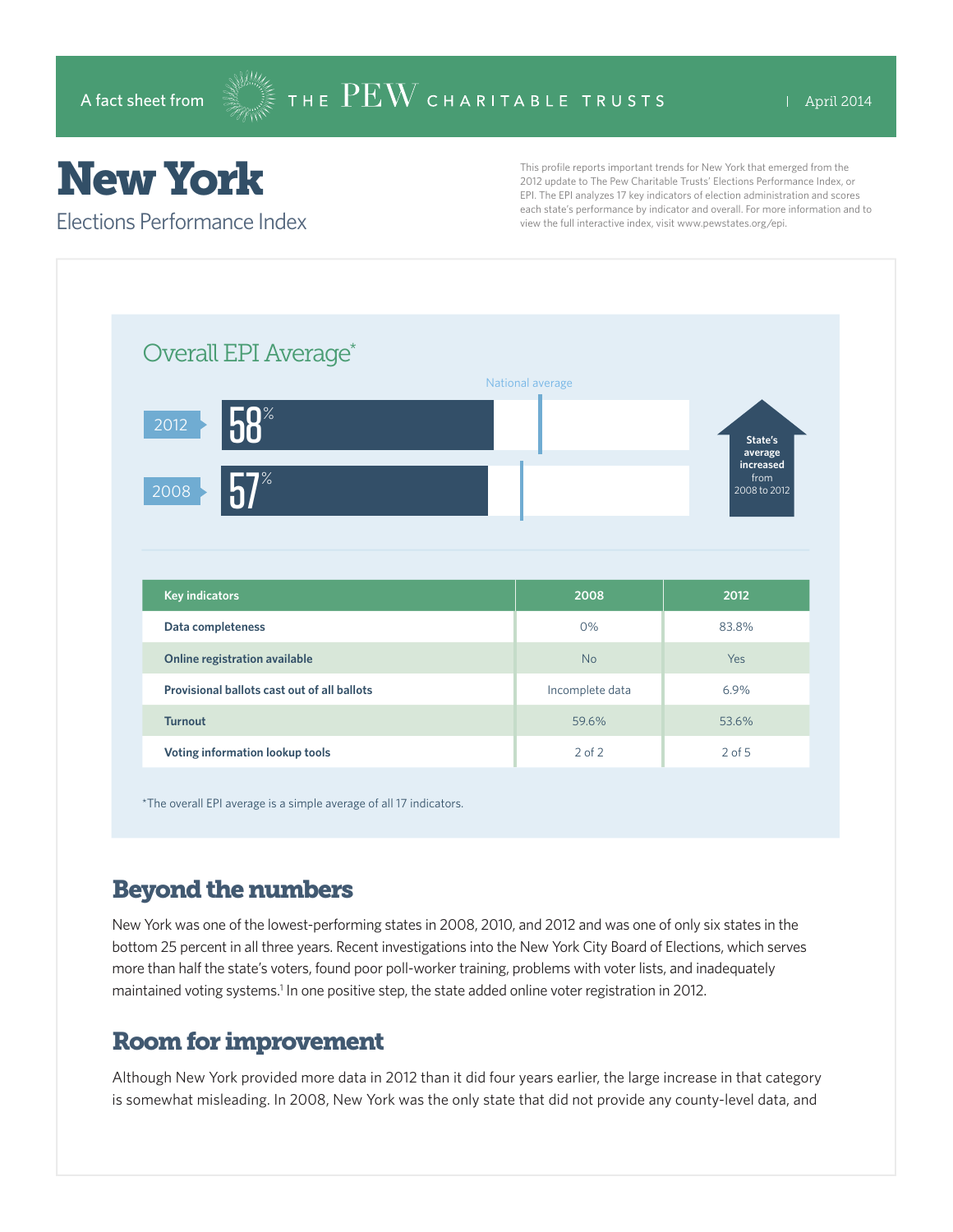A fact sheet from THE PEW CHARITABLE TRUSTS | April 2014

# New York

## Elections Performance Index

This profile reports important trends for New York that emerged from the 2012 update to The Pew Charitable Trusts' Elections Performance Index, or EPI. The EPI analyzes 17 key indicators of election administration and scores each state's performance by indicator and overall. For more information and to view the full interactive index, visit www.pewstates.org/epi.

### Overall EPI Average*

| Year | Overall EPI Average |
|---|---|
| 2012 | 58% |
| 2008 | 57% |

State's average increased from 2008 to 2012

| Key indicators | 2008 | 2012 |
|---|---|---|
| Data completeness | 0% | 83.8% |
| Online registration available | No | Yes |
| Provisional ballots cast out of all ballots | Incomplete data | 6.9% |
| Turnout | 59.6% | 53.6% |
| Voting information lookup tools | 2 of 2 | 2 of 5 |

*The overall EPI average is a simple average of all 17 indicators.

## Beyond the numbers

New York was one of the lowest-performing states in 2008, 2010, and 2012 and was one of only six states in the bottom 25 percent in all three years. Recent investigations into the New York City Board of Elections, which serves more than half the state's voters, found poor poll-worker training, problems with voter lists, and inadequately maintained voting systems.[1] In one positive step, the state added online voter registration in 2012.

## Room for improvement

Although New York provided more data in 2012 than it did four years earlier, the large increase in that category is somewhat misleading. In 2008, New York was the only state that did not provide any county-level data, and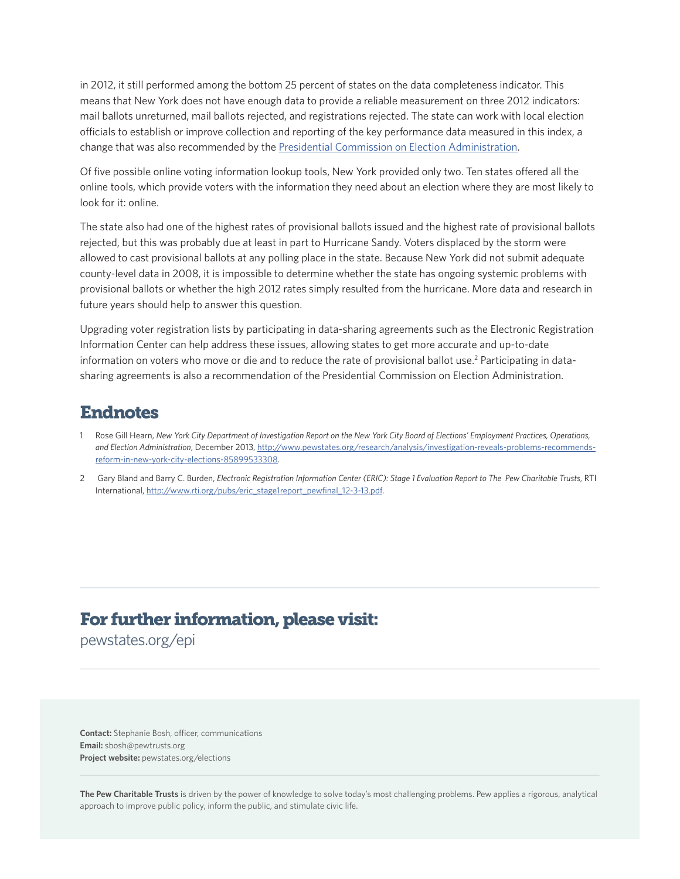in 2012, it still performed among the bottom 25 percent of states on the data completeness indicator. This means that New York does not have enough data to provide a reliable measurement on three 2012 indicators: mail ballots unreturned, mail ballots rejected, and registrations rejected. The state can work with local election officials to establish or improve collection and reporting of the key performance data measured in this index, a change that was also recommended by the [Presidential Commission on Election Administration](#).

Of five possible online voting information lookup tools, New York provided only two. Ten states offered all the online tools, which provide voters with the information they need about an election where they are most likely to look for it: online.

The state also had one of the highest rates of provisional ballots issued and the highest rate of provisional ballots rejected, but this was probably due at least in part to Hurricane Sandy. Voters displaced by the storm were allowed to cast provisional ballots at any polling place in the state. Because New York did not submit adequate county-level data in 2008, it is impossible to determine whether the state has ongoing systemic problems with provisional ballots or whether the high 2012 rates simply resulted from the hurricane. More data and research in future years should help to answer this question.

Upgrading voter registration lists by participating in data-sharing agreements such as the Electronic Registration Information Center can help address these issues, allowing states to get more accurate and up-to-date information on voters who move or die and to reduce the rate of provisional ballot use.[2] Participating in data-sharing agreements is also a recommendation of the Presidential Commission on Election Administration.

## Endnotes

1. Rose Gill Hearn, *New York City Department of Investigation Report on the New York City Board of Elections' Employment Practices, Operations, and Election Administration*, December 2013, http://www.pewstates.org/research/analysis/investigation-reveals-problems-recommends-reform-in-new-york-city-elections-85899533308.
2. Gary Bland and Barry C. Burden, *Electronic Registration Information Center (ERIC): Stage 1 Evaluation Report to The Pew Charitable Trusts*, RTI International, http://www.rti.org/pubs/eric_stage1report_pewfinal_12-3-13.pdf.

## For further information, please visit:

pewstates.org/epi

**Contact:** Stephanie Bosh, officer, communications
**Email:** sbosh@pewtrusts.org
**Project website:** pewstates.org/elections

**The Pew Charitable Trusts** is driven by the power of knowledge to solve today's most challenging problems. Pew applies a rigorous, analytical approach to improve public policy, inform the public, and stimulate civic life.